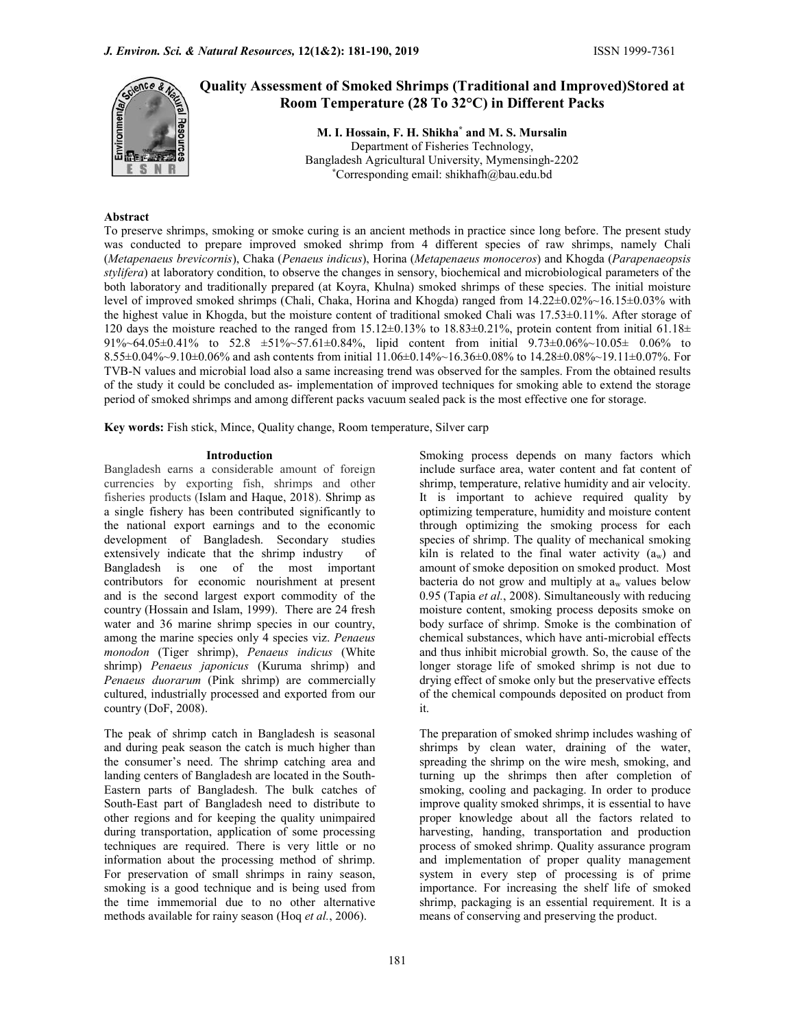# Quality Assessment of Smoked Shrimps (Traditional and Improved)Stored at Room Temperature (28 To 32°C) in Different Packs

**M. I. Hossain, F. H. Shikha* and M. S. Mursalin**

Department of Fisheries Technology,
Bangladesh Agricultural University, Mymensingh-2202
*Corresponding email: shikhafh@bau.edu.bd

## Abstract

To preserve shrimps, smoking or smoke curing is an ancient methods in practice since long before. The present study was conducted to prepare improved smoked shrimp from 4 different species of raw shrimps, namely Chali (*Metapenaeus brevicornis*), Chaka (*Penaeus indicus*), Horina (*Metapenaeus monoceros*) and Khogda (*Parapenaeopsis stylifera*) at laboratory condition, to observe the changes in sensory, biochemical and microbiological parameters of the both laboratory and traditionally prepared (at Koyra, Khulna) smoked shrimps of these species. The initial moisture level of improved smoked shrimps (Chali, Chaka, Horina and Khogda) ranged from 14.22±0.02%~16.15±0.03% with the highest value in Khogda, but the moisture content of traditional smoked Chali was 17.53±0.11%. After storage of 120 days the moisture reached to the ranged from 15.12±0.13% to 18.83±0.21%, protein content from initial 61.18± 91%~64.05±0.41% to 52.8 ±51%~57.61±0.84%, lipid content from initial 9.73±0.06%~10.05± 0.06% to 8.55±0.04%~9.10±0.06% and ash contents from initial 11.06±0.14%~16.36±0.08% to 14.28±0.08%~19.11±0.07%. For TVB-N values and microbial load also a same increasing trend was observed for the samples. From the obtained results of the study it could be concluded as- implementation of improved techniques for smoking able to extend the storage period of smoked shrimps and among different packs vacuum sealed pack is the most effective one for storage.

**Key words:** Fish stick, Mince, Quality change, Room temperature, Silver carp

## Introduction

Bangladesh earns a considerable amount of foreign currencies by exporting fish, shrimps and other fisheries products (Islam and Haque, 2018). Shrimp as a single fishery has been contributed significantly to the national export earnings and to the economic development of Bangladesh. Secondary studies extensively indicate that the shrimp industry of Bangladesh is one of the most important contributors for economic nourishment at present and is the second largest export commodity of the country (Hossain and Islam, 1999). There are 24 fresh water and 36 marine shrimp species in our country, among the marine species only 4 species viz. *Penaeus monodon* (Tiger shrimp), *Penaeus indicus* (White shrimp) *Penaeus japonicus* (Kuruma shrimp) and *Penaeus duorarum* (Pink shrimp) are commercially cultured, industrially processed and exported from our country (DoF, 2008).

The peak of shrimp catch in Bangladesh is seasonal and during peak season the catch is much higher than the consumer's need. The shrimp catching area and landing centers of Bangladesh are located in the South-Eastern parts of Bangladesh. The bulk catches of South-East part of Bangladesh need to distribute to other regions and for keeping the quality unimpaired during transportation, application of some processing techniques are required. There is very little or no information about the processing method of shrimp. For preservation of small shrimps in rainy season, smoking is a good technique and is being used from the time immemorial due to no other alternative methods available for rainy season (Hoq *et al.*, 2006).

Smoking process depends on many factors which include surface area, water content and fat content of shrimp, temperature, relative humidity and air velocity. It is important to achieve required quality by optimizing temperature, humidity and moisture content through optimizing the smoking process for each species of shrimp. The quality of mechanical smoking kiln is related to the final water activity ($a_w$) and amount of smoke deposition on smoked product. Most bacteria do not grow and multiply at $a_w$ values below 0.95 (Tapia *et al.*, 2008). Simultaneously with reducing moisture content, smoking process deposits smoke on body surface of shrimp. Smoke is the combination of chemical substances, which have anti-microbial effects and thus inhibit microbial growth. So, the cause of the longer storage life of smoked shrimp is not due to drying effect of smoke only but the preservative effects of the chemical compounds deposited on product from it.

The preparation of smoked shrimp includes washing of shrimps by clean water, draining of the water, spreading the shrimp on the wire mesh, smoking, and turning up the shrimps then after completion of smoking, cooling and packaging. In order to produce improve quality smoked shrimps, it is essential to have proper knowledge about all the factors related to harvesting, handing, transportation and production process of smoked shrimp. Quality assurance program and implementation of proper quality management system in every step of processing is of prime importance. For increasing the shelf life of smoked shrimp, packaging is an essential requirement. It is a means of conserving and preserving the product.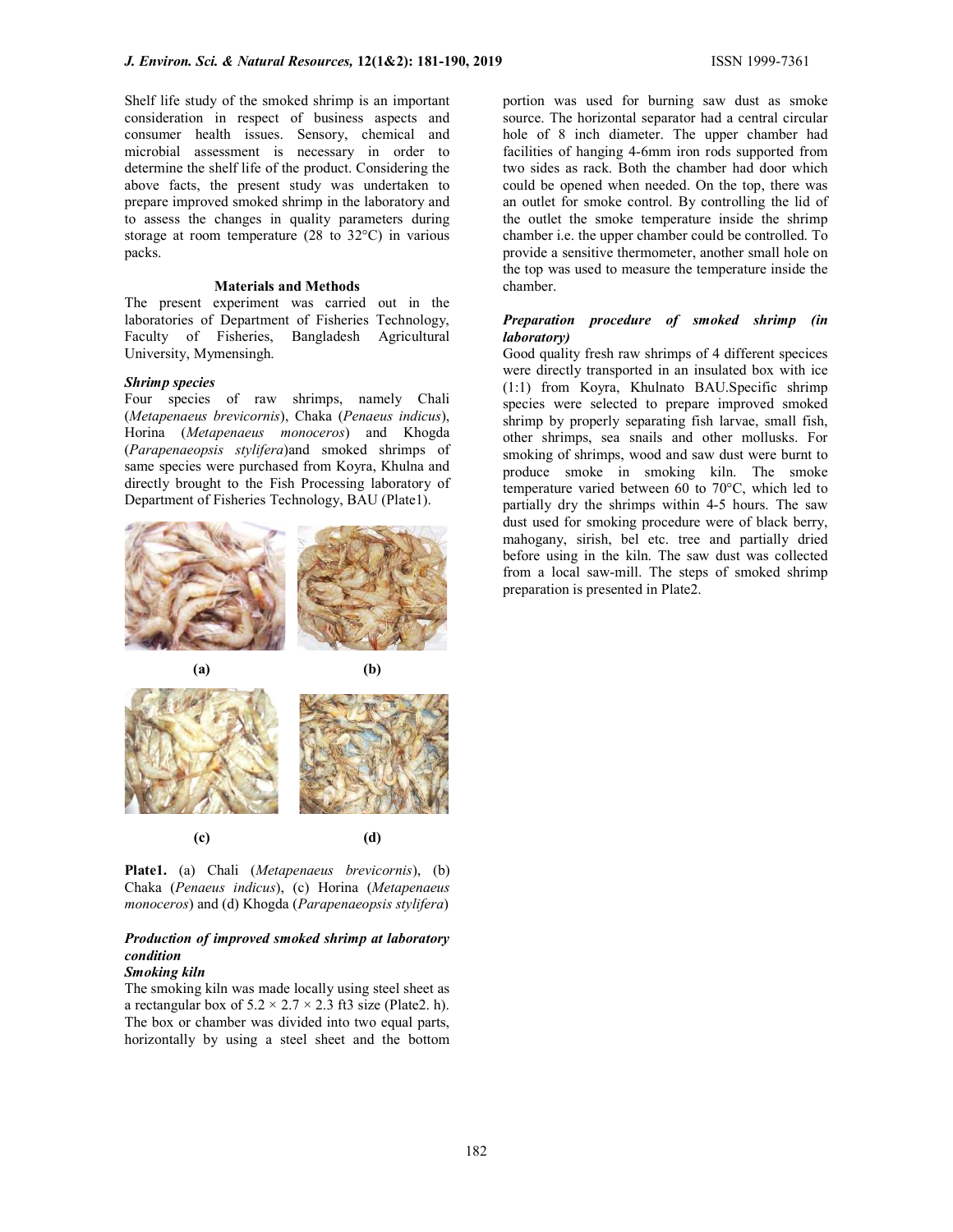Shelf life study of the smoked shrimp is an important consideration in respect of business aspects and consumer health issues. Sensory, chemical and microbial assessment is necessary in order to determine the shelf life of the product. Considering the above facts, the present study was undertaken to prepare improved smoked shrimp in the laboratory and to assess the changes in quality parameters during storage at room temperature (28 to 32°C) in various packs.

## Materials and Methods

The present experiment was carried out in the laboratories of Department of Fisheries Technology, Faculty of Fisheries, Bangladesh Agricultural University, Mymensingh.

### *Shrimp species*

Four species of raw shrimps, namely Chali (*Metapenaeus brevicornis*), Chaka (*Penaeus indicus*), Horina (*Metapenaeus monoceros*) and Khogda (*Parapenaeopsis stylifera*)and smoked shrimps of same species were purchased from Koyra, Khulna and directly brought to the Fish Processing laboratory of Department of Fisheries Technology, BAU (Plate1).

(a) (b)

(c) (d)

**Plate1.** (a) Chali (*Metapenaeus brevicornis*), (b) Chaka (*Penaeus indicus*), (c) Horina (*Metapenaeus monoceros*) and (d) Khogda (*Parapenaeopsis stylifera*)

### *Production of improved smoked shrimp at laboratory condition*

#### *Smoking kiln*

The smoking kiln was made locally using steel sheet as a rectangular box of 5.2 × 2.7 × 2.3 ft3 size (Plate2. h). The box or chamber was divided into two equal parts, horizontally by using a steel sheet and the bottom portion was used for burning saw dust as smoke source. The horizontal separator had a central circular hole of 8 inch diameter. The upper chamber had facilities of hanging 4-6mm iron rods supported from two sides as rack. Both the chamber had door which could be opened when needed. On the top, there was an outlet for smoke control. By controlling the lid of the outlet the smoke temperature inside the shrimp chamber i.e. the upper chamber could be controlled. To provide a sensitive thermometer, another small hole on the top was used to measure the temperature inside the chamber.

### *Preparation procedure of smoked shrimp (in laboratory)*

Good quality fresh raw shrimps of 4 different specices were directly transported in an insulated box with ice (1:1) from Koyra, Khulnato BAU.Specific shrimp species were selected to prepare improved smoked shrimp by properly separating fish larvae, small fish, other shrimps, sea snails and other mollusks. For smoking of shrimps, wood and saw dust were burnt to produce smoke in smoking kiln. The smoke temperature varied between 60 to 70°C, which led to partially dry the shrimps within 4-5 hours. The saw dust used for smoking procedure were of black berry, mahogany, sirish, bel etc. tree and partially dried before using in the kiln. The saw dust was collected from a local saw-mill. The steps of smoked shrimp preparation is presented in Plate2.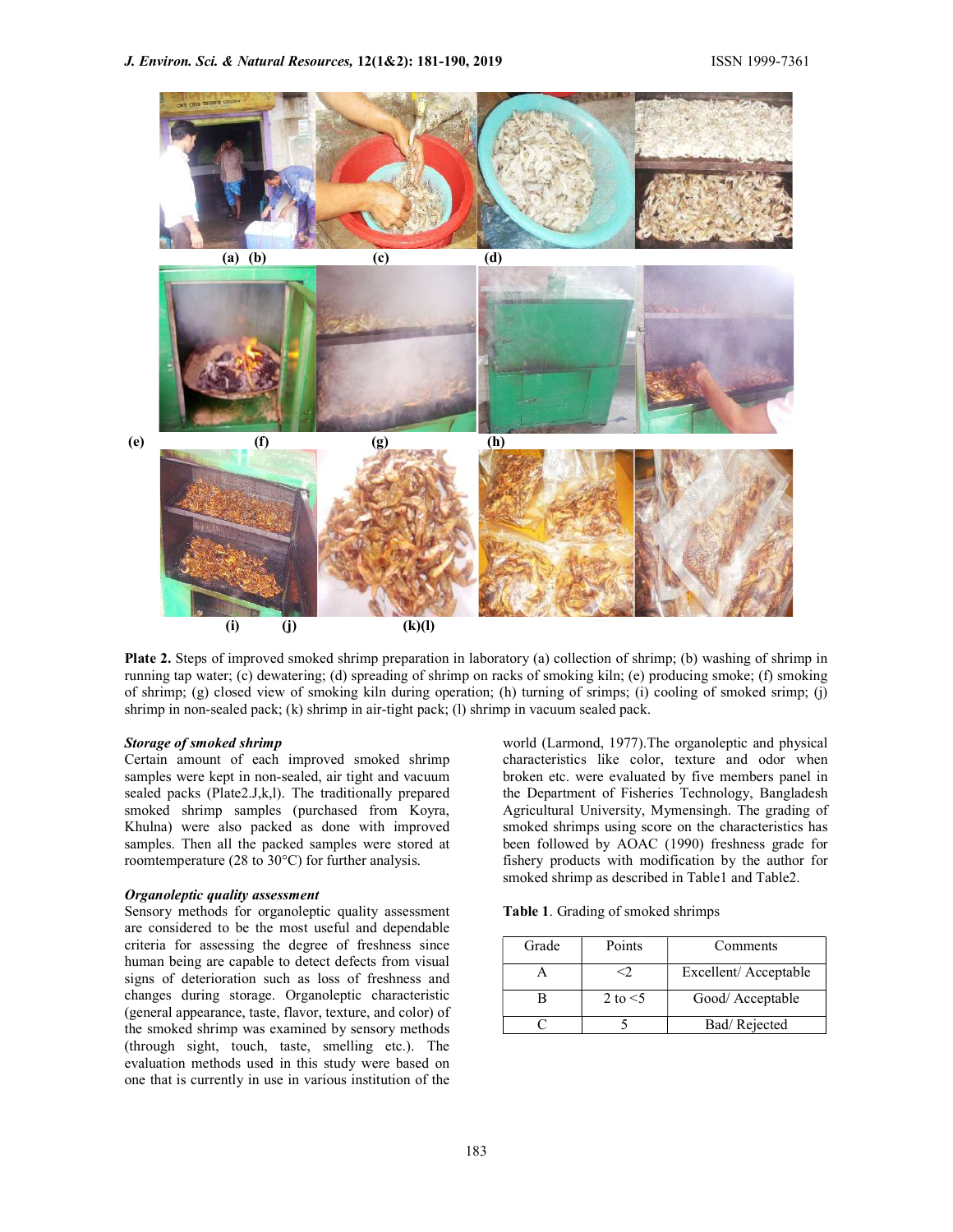**Plate 2.** Steps of improved smoked shrimp preparation in laboratory (a) collection of shrimp; (b) washing of shrimp in running tap water; (c) dewatering; (d) spreading of shrimp on racks of smoking kiln; (e) producing smoke; (f) smoking of shrimp; (g) closed view of smoking kiln during operation; (h) turning of srimps; (i) cooling of smoked srimp; (j) shrimp in non-sealed pack; (k) shrimp in air-tight pack; (l) shrimp in vacuum sealed pack.

### *Storage of smoked shrimp*

Certain amount of each improved smoked shrimp samples were kept in non-sealed, air tight and vacuum sealed packs (Plate2.J,k,l). The traditionally prepared smoked shrimp samples (purchased from Koyra, Khulna) were also packed as done with improved samples. Then all the packed samples were stored at roomtemperature (28 to 30°C) for further analysis.

### *Organoleptic quality assessment*

Sensory methods for organoleptic quality assessment are considered to be the most useful and dependable criteria for assessing the degree of freshness since human being are capable to detect defects from visual signs of deterioration such as loss of freshness and changes during storage. Organoleptic characteristic (general appearance, taste, flavor, texture, and color) of the smoked shrimp was examined by sensory methods (through sight, touch, taste, smelling etc.). The evaluation methods used in this study were based on one that is currently in use in various institution of the world (Larmond, 1977).The organoleptic and physical characteristics like color, texture and odor when broken etc. were evaluated by five members panel in the Department of Fisheries Technology, Bangladesh Agricultural University, Mymensingh. The grading of smoked shrimps using score on the characteristics has been followed by AOAC (1990) freshness grade for fishery products with modification by the author for smoked shrimp as described in Table1 and Table2.

**Table 1**. Grading of smoked shrimps

| Grade | Points | Comments |
|---|---|---|
| A | <2 | Excellent/ Acceptable |
| B | 2 to <5 | Good/ Acceptable |
| C | 5 | Bad/ Rejected |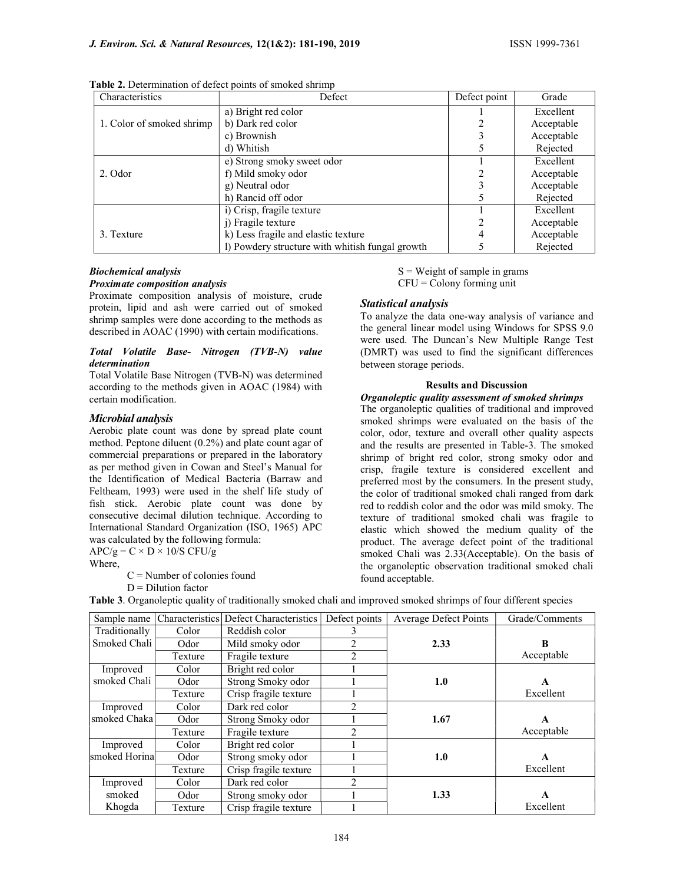**Table 2.** Determination of defect points of smoked shrimp

| Characteristics | Defect | Defect point | Grade |
|---|---|---|---|
| 1. Color of smoked shrimp | a) Bright red color | 1 | Excellent |
| | b) Dark red color | 2 | Acceptable |
| | c) Brownish | 3 | Acceptable |
| | d) Whitish | 5 | Rejected |
| 2. Odor | e) Strong smoky sweet odor | 1 | Excellent |
| | f) Mild smoky odor | 2 | Acceptable |
| | g) Neutral odor | 3 | Acceptable |
| | h) Rancid off odor | 5 | Rejected |
| 3. Texture | i) Crisp, fragile texture | 1 | Excellent |
| | j) Fragile texture | 2 | Acceptable |
| | k) Less fragile and elastic texture | 4 | Acceptable |
| | l) Powdery structure with whitish fungal growth | 5 | Rejected |

### *Biochemical analysis*

#### *Proximate composition analysis*

Proximate composition analysis of moisture, crude protein, lipid and ash were carried out of smoked shrimp samples were done according to the methods as described in AOAC (1990) with certain modifications.

#### *Total Volatile Base- Nitrogen (TVB-N) value determination*

Total Volatile Base Nitrogen (TVB-N) was determined according to the methods given in AOAC (1984) with certain modification.

### *Microbial analysis*

Aerobic plate count was done by spread plate count method. Peptone diluent (0.2%) and plate count agar of commercial preparations or prepared in the laboratory as per method given in Cowan and Steel's Manual for the Identification of Medical Bacteria (Barraw and Feltheam, 1993) were used in the shelf life study of fish stick. Aerobic plate count was done by consecutive decimal dilution technique. According to International Standard Organization (ISO, 1965) APC was calculated by the following formula:

$APC/g = C \times D \times 10/S$ CFU/g

Where,

C = Number of colonies found

D = Dilution factor

S = Weight of sample in grams

CFU = Colony forming unit

### *Statistical analysis*

To analyze the data one-way analysis of variance and the general linear model using Windows for SPSS 9.0 were used. The Duncan's New Multiple Range Test (DMRT) was used to find the significant differences between storage periods.

## Results and Discussion

#### *Organoleptic quality assessment of smoked shrimps*

The organoleptic qualities of traditional and improved smoked shrimps were evaluated on the basis of the color, odor, texture and overall other quality aspects and the results are presented in Table-3. The smoked shrimp of bright red color, strong smoky odor and crisp, fragile texture is considered excellent and preferred most by the consumers. In the present study, the color of traditional smoked chali ranged from dark red to reddish color and the odor was mild smoky. The texture of traditional smoked chali was fragile to elastic which showed the medium quality of the product. The average defect point of the traditional smoked Chali was 2.33(Acceptable). On the basis of the organoleptic observation traditional smoked chali found acceptable.

**Table 3**. Organoleptic quality of traditionally smoked chali and improved smoked shrimps of four different species

| Sample name | Characteristics | Defect Characteristics | Defect points | Average Defect Points | Grade/Comments |
|---|---|---|---|---|---|
| Traditionally Smoked Chali | Color | Reddish color | 3 | **2.33** | **B** Acceptable |
| | Odor | Mild smoky odor | 2 | | |
| | Texture | Fragile texture | 2 | | |
| Improved smoked Chali | Color | Bright red color | 1 | **1.0** | **A** Excellent |
| | Odor | Strong Smoky odor | 1 | | |
| | Texture | Crisp fragile texture | 1 | | |
| Improved smoked Chaka | Color | Dark red color | 2 | **1.67** | **A** Acceptable |
| | Odor | Strong Smoky odor | 1 | | |
| | Texture | Fragile texture | 2 | | |
| Improved smoked Horina | Color | Bright red color | 1 | **1.0** | **A** Excellent |
| | Odor | Strong smoky odor | 1 | | |
| | Texture | Crisp fragile texture | 1 | | |
| Improved smoked Khogda | Color | Dark red color | 2 | **1.33** | **A** Excellent |
| | Odor | Strong smoky odor | 1 | | |
| | Texture | Crisp fragile texture | 1 | | |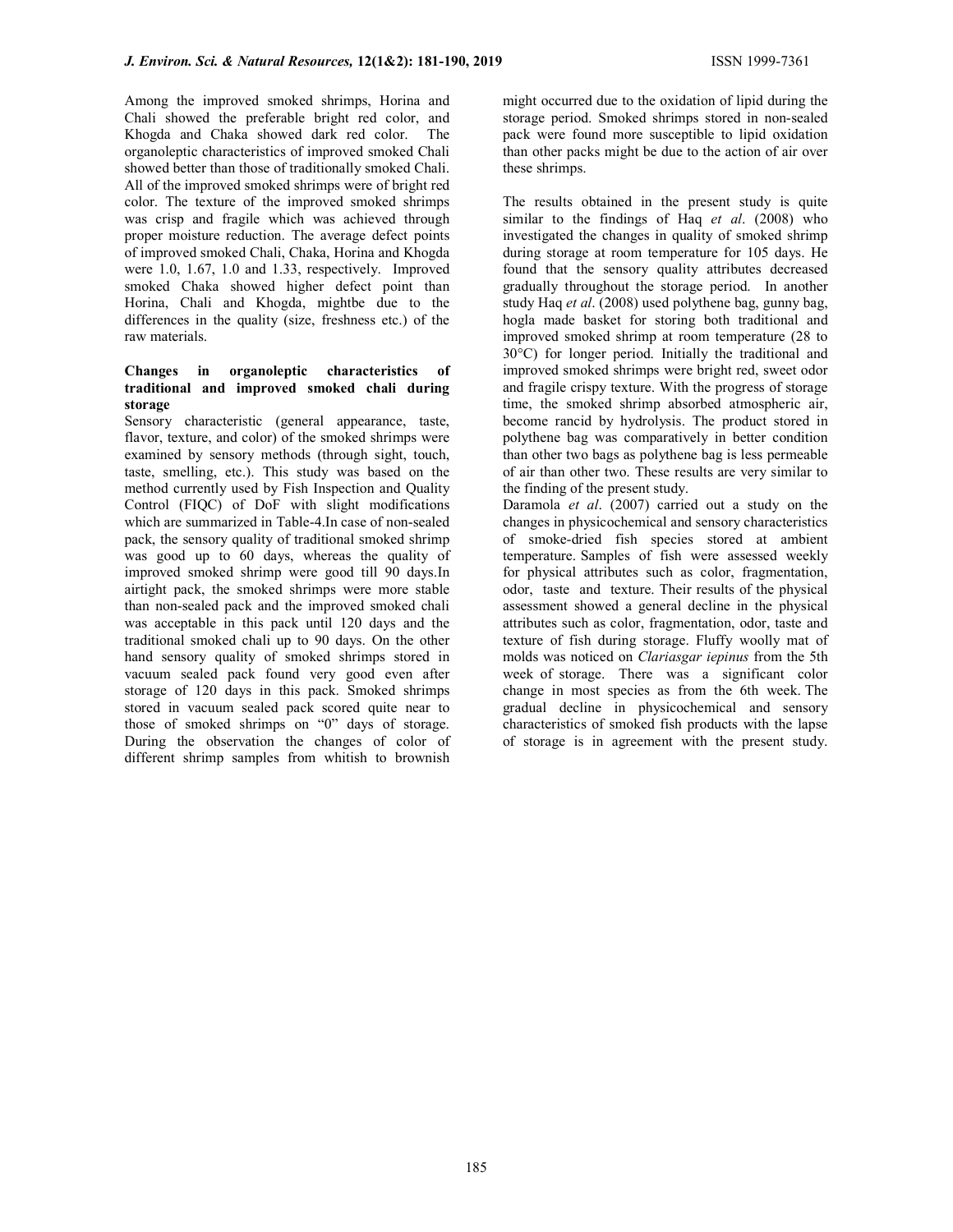Among the improved smoked shrimps, Horina and Chali showed the preferable bright red color, and Khogda and Chaka showed dark red color. The organoleptic characteristics of improved smoked Chali showed better than those of traditionally smoked Chali. All of the improved smoked shrimps were of bright red color. The texture of the improved smoked shrimps was crisp and fragile which was achieved through proper moisture reduction. The average defect points of improved smoked Chali, Chaka, Horina and Khogda were 1.0, 1.67, 1.0 and 1.33, respectively. Improved smoked Chaka showed higher defect point than Horina, Chali and Khogda, mightbe due to the differences in the quality (size, freshness etc.) of the raw materials.

**Changes in organoleptic characteristics of traditional and improved smoked chali during storage**

Sensory characteristic (general appearance, taste, flavor, texture, and color) of the smoked shrimps were examined by sensory methods (through sight, touch, taste, smelling, etc.). This study was based on the method currently used by Fish Inspection and Quality Control (FIQC) of DoF with slight modifications which are summarized in Table-4.In case of non-sealed pack, the sensory quality of traditional smoked shrimp was good up to 60 days, whereas the quality of improved smoked shrimp were good till 90 days.In airtight pack, the smoked shrimps were more stable than non-sealed pack and the improved smoked chali was acceptable in this pack until 120 days and the traditional smoked chali up to 90 days. On the other hand sensory quality of smoked shrimps stored in vacuum sealed pack found very good even after storage of 120 days in this pack. Smoked shrimps stored in vacuum sealed pack scored quite near to those of smoked shrimps on "0" days of storage. During the observation the changes of color of different shrimp samples from whitish to brownish might occurred due to the oxidation of lipid during the storage period. Smoked shrimps stored in non-sealed pack were found more susceptible to lipid oxidation than other packs might be due to the action of air over these shrimps.

The results obtained in the present study is quite similar to the findings of Haq *et al*. (2008) who investigated the changes in quality of smoked shrimp during storage at room temperature for 105 days. He found that the sensory quality attributes decreased gradually throughout the storage period. In another study Haq *et al*. (2008) used polythene bag, gunny bag, hogla made basket for storing both traditional and improved smoked shrimp at room temperature (28 to 30°C) for longer period. Initially the traditional and improved smoked shrimps were bright red, sweet odor and fragile crispy texture. With the progress of storage time, the smoked shrimp absorbed atmospheric air, become rancid by hydrolysis. The product stored in polythene bag was comparatively in better condition than other two bags as polythene bag is less permeable of air than other two. These results are very similar to the finding of the present study.

Daramola *et al*. (2007) carried out a study on the changes in physicochemical and sensory characteristics of smoke-dried fish species stored at ambient temperature. Samples of fish were assessed weekly for physical attributes such as color, fragmentation, odor, taste and texture. Their results of the physical assessment showed a general decline in the physical attributes such as color, fragmentation, odor, taste and texture of fish during storage. Fluffy woolly mat of molds was noticed on *Clariasgar iepinus* from the 5th week of storage. There was a significant color change in most species as from the 6th week. The gradual decline in physicochemical and sensory characteristics of smoked fish products with the lapse of storage is in agreement with the present study.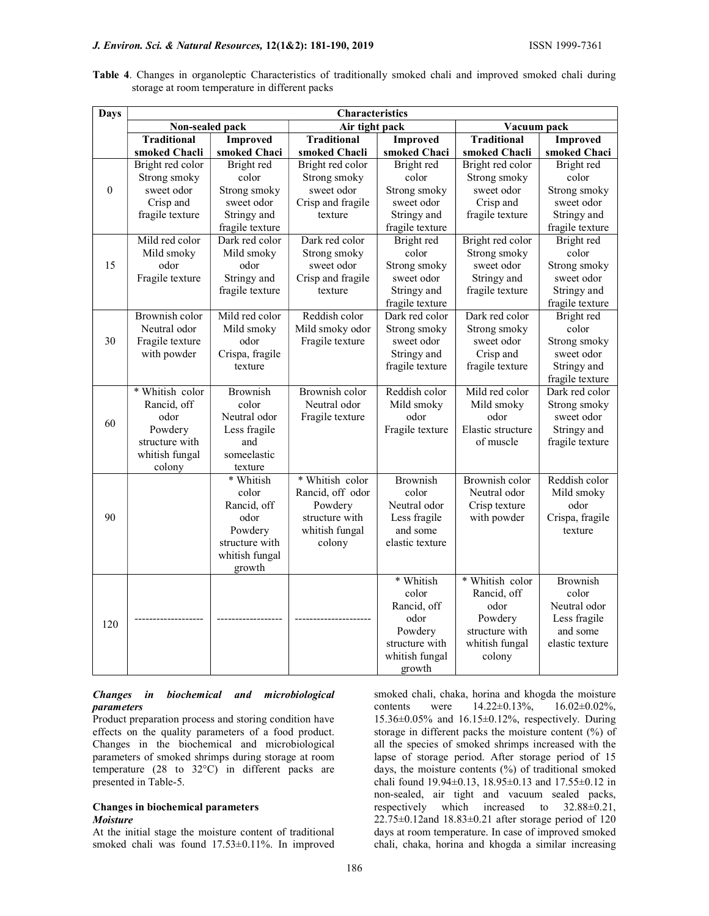**Table 4**. Changes in organoleptic Characteristics of traditionally smoked chali and improved smoked chali during storage at room temperature in different packs

| Days | Characteristics | | | | | |
|---|---|---|---|---|---|---|
| | Non-sealed pack | | Air tight pack | | Vacuum pack | |
| | Traditional smoked Chacli | Improved smoked Chaci | Traditional smoked Chacli | Improved smoked Chaci | Traditional smoked Chacli | Improved smoked Chaci |
| 0 | Bright red color Strong smoky sweet odor Crisp and fragile texture | Bright red color Strong smoky sweet odor Stringy and fragile texture | Bright red color Strong smoky sweet odor Crisp and fragile texture | Bright red color Strong smoky sweet odor Stringy and fragile texture | Bright red color Strong smoky sweet odor Crisp and fragile texture | Bright red color Strong smoky sweet odor Stringy and fragile texture |
| 15 | Mild red color Mild smoky odor Fragile texture | Dark red color Mild smoky odor Stringy and fragile texture | Dark red color Strong smoky sweet odor Crisp and fragile texture | Bright red color Strong smoky sweet odor Stringy and fragile texture | Bright red color Strong smoky sweet odor Stringy and fragile texture | Bright red color Strong smoky sweet odor Stringy and fragile texture |
| 30 | Brownish color Neutral odor Fragile texture with powder | Mild red color Mild smoky odor Crispa, fragile texture | Reddish color Mild smoky odor Fragile texture | Dark red color Strong smoky sweet odor Stringy and fragile texture | Dark red color Strong smoky sweet odor Crisp and fragile texture | Bright red color Strong smoky sweet odor Stringy and fragile texture |
| 60 | * Whitish color Rancid, off odor Powdery structure with whitish fungal colony | Brownish color Neutral odor Less fragile and someelastic texture | Brownish color Neutral odor Fragile texture | Reddish color Mild smoky odor Fragile texture | Mild red color Mild smoky odor Elastic structure of muscle | Dark red color Strong smoky sweet odor Stringy and fragile texture |
| 90 | | * Whitish color Rancid, off odor Powdery structure with whitish fungal growth | * Whitish color Rancid, off odor Powdery structure with whitish fungal colony | Brownish color Neutral odor Less fragile and some elastic texture | Brownish color Neutral odor Crisp texture with powder | Reddish color Mild smoky odor Crispa, fragile texture |
| 120 | ------------------- | ------------------ | --------------------- | * Whitish color Rancid, off odor Powdery structure with whitish fungal growth | * Whitish color Rancid, off odor Powdery structure with whitish fungal colony | Brownish color Neutral odor Less fragile and some elastic texture |

***Changes in biochemical and microbiological parameters***

Product preparation process and storing condition have effects on the quality parameters of a food product. Changes in the biochemical and microbiological parameters of smoked shrimps during storage at room temperature (28 to 32°C) in different packs are presented in Table-5.

**Changes in biochemical parameters**

***Moisture***

At the initial stage the moisture content of traditional smoked chali was found 17.53±0.11%. In improved smoked chali, chaka, horina and khogda the moisture contents were 14.22±0.13%, 16.02±0.02%, 15.36±0.05% and 16.15±0.12%, respectively. During storage in different packs the moisture content (%) of all the species of smoked shrimps increased with the lapse of storage period. After storage period of 15 days, the moisture contents (%) of traditional smoked chali found 19.94±0.13, 18.95±0.13 and 17.55±0.12 in non-sealed, air tight and vacuum sealed packs, respectively which increased to 32.88±0.21, 22.75±0.12and 18.83±0.21 after storage period of 120 days at room temperature. In case of improved smoked chali, chaka, horina and khogda a similar increasing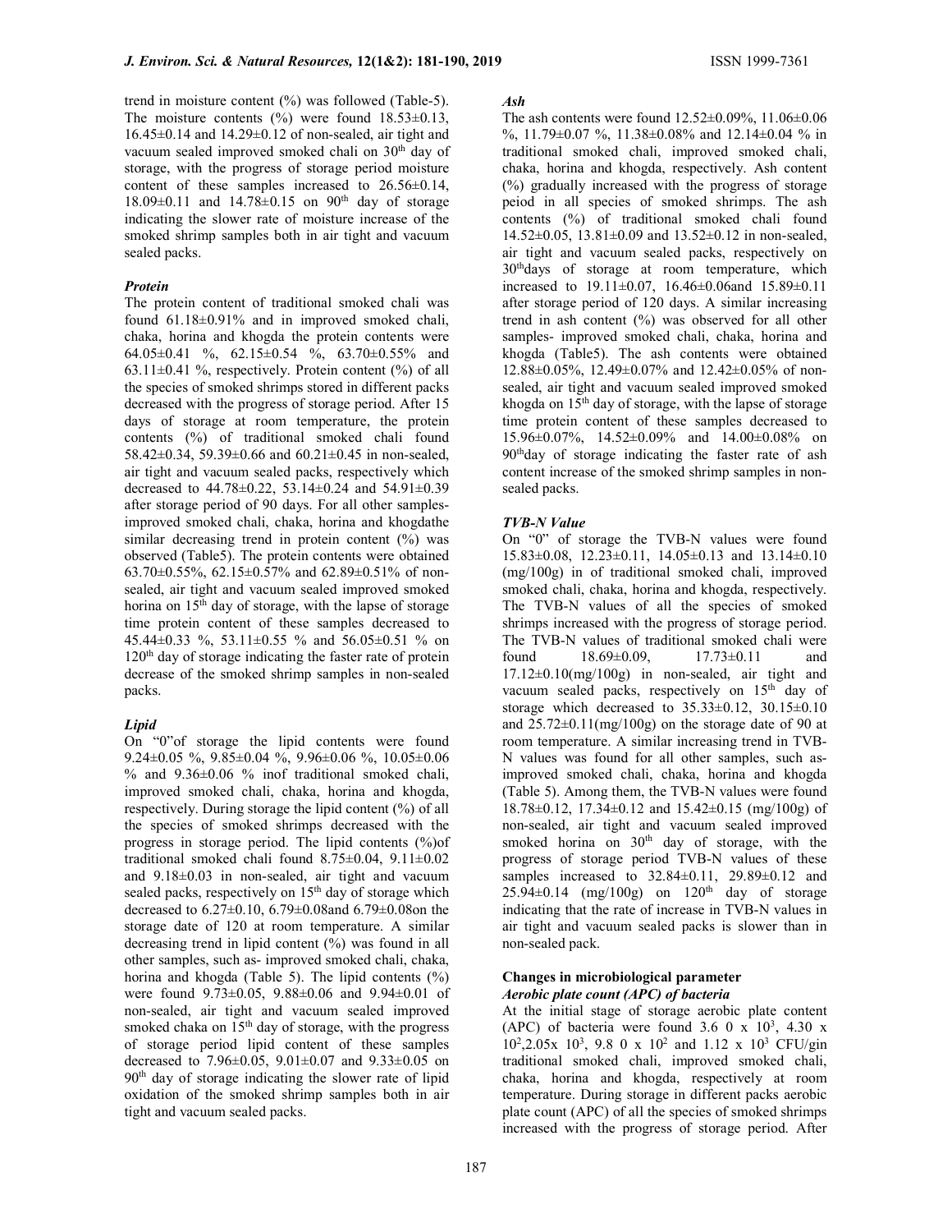trend in moisture content (%) was followed (Table-5). The moisture contents (%) were found 18.53±0.13, 16.45±0.14 and 14.29±0.12 of non-sealed, air tight and vacuum sealed improved smoked chali on 30[th] day of storage, with the progress of storage period moisture content of these samples increased to 26.56±0.14, 18.09±0.11 and 14.78±0.15 on 90[th] day of storage indicating the slower rate of moisture increase of the smoked shrimp samples both in air tight and vacuum sealed packs.

### *Protein*

The protein content of traditional smoked chali was found 61.18±0.91% and in improved smoked chali, chaka, horina and khogda the protein contents were 64.05±0.41 %, 62.15±0.54 %, 63.70±0.55% and 63.11±0.41 %, respectively. Protein content (%) of all the species of smoked shrimps stored in different packs decreased with the progress of storage period. After 15 days of storage at room temperature, the protein contents (%) of traditional smoked chali found 58.42±0.34, 59.39±0.66 and 60.21±0.45 in non-sealed, air tight and vacuum sealed packs, respectively which decreased to 44.78±0.22, 53.14±0.24 and 54.91±0.39 after storage period of 90 days. For all other samples- improved smoked chali, chaka, horina and khogdathe similar decreasing trend in protein content (%) was observed (Table5). The protein contents were obtained 63.70±0.55%, 62.15±0.57% and 62.89±0.51% of non-sealed, air tight and vacuum sealed improved smoked horina on 15[th] day of storage, with the lapse of storage time protein content of these samples decreased to 45.44±0.33 %, 53.11±0.55 % and 56.05±0.51 % on 120[th] day of storage indicating the faster rate of protein decrease of the smoked shrimp samples in non-sealed packs.

### *Lipid*

On "0"of storage the lipid contents were found 9.24±0.05 %, 9.85±0.04 %, 9.96±0.06 %, 10.05±0.06 % and 9.36±0.06 % inof traditional smoked chali, improved smoked chali, chaka, horina and khogda, respectively. During storage the lipid content (%) of all the species of smoked shrimps decreased with the progress in storage period. The lipid contents (%)of traditional smoked chali found 8.75±0.04, 9.11±0.02 and 9.18±0.03 in non-sealed, air tight and vacuum sealed packs, respectively on 15[th] day of storage which decreased to 6.27±0.10, 6.79±0.08and 6.79±0.08on the storage date of 120 at room temperature. A similar decreasing trend in lipid content (%) was found in all other samples, such as- improved smoked chali, chaka, horina and khogda (Table 5). The lipid contents (%) were found 9.73±0.05, 9.88±0.06 and 9.94±0.01 of non-sealed, air tight and vacuum sealed improved smoked chaka on 15[th] day of storage, with the progress of storage period lipid content of these samples decreased to 7.96±0.05, 9.01±0.07 and 9.33±0.05 on 90[th] day of storage indicating the slower rate of lipid oxidation of the smoked shrimp samples both in air tight and vacuum sealed packs.

### *Ash*

The ash contents were found 12.52±0.09%, 11.06±0.06 %, 11.79±0.07 %, 11.38±0.08% and 12.14±0.04 % in traditional smoked chali, improved smoked chali, chaka, horina and khogda, respectively. Ash content (%) gradually increased with the progress of storage peiod in all species of smoked shrimps. The ash contents (%) of traditional smoked chali found 14.52±0.05, 13.81±0.09 and 13.52±0.12 in non-sealed, air tight and vacuum sealed packs, respectively on 30[th]days of storage at room temperature, which increased to 19.11±0.07, 16.46±0.06and 15.89±0.11 after storage period of 120 days. A similar increasing trend in ash content (%) was observed for all other samples- improved smoked chali, chaka, horina and khogda (Table5). The ash contents were obtained 12.88±0.05%, 12.49±0.07% and 12.42±0.05% of non-sealed, air tight and vacuum sealed improved smoked khogda on 15[th] day of storage, with the lapse of storage time protein content of these samples decreased to 15.96±0.07%, 14.52±0.09% and 14.00±0.08% on 90[th]day of storage indicating the faster rate of ash content increase of the smoked shrimp samples in non-sealed packs.

### *TVB-N Value*

On "0" of storage the TVB-N values were found 15.83±0.08, 12.23±0.11, 14.05±0.13 and 13.14±0.10 (mg/100g) in of traditional smoked chali, improved smoked chali, chaka, horina and khogda, respectively. The TVB-N values of all the species of smoked shrimps increased with the progress of storage period. The TVB-N values of traditional smoked chali were found 18.69±0.09, 17.73±0.11 and 17.12±0.10(mg/100g) in non-sealed, air tight and vacuum sealed packs, respectively on 15[th] day of storage which decreased to 35.33±0.12, 30.15±0.10 and 25.72±0.11(mg/100g) on the storage date of 90 at room temperature. A similar increasing trend in TVB-N values was found for all other samples, such as- improved smoked chali, chaka, horina and khogda (Table 5). Among them, the TVB-N values were found 18.78±0.12, 17.34±0.12 and 15.42±0.15 (mg/100g) of non-sealed, air tight and vacuum sealed improved smoked horina on 30[th] day of storage, with the progress of storage period TVB-N values of these samples increased to 32.84±0.11, 29.89±0.12 and 25.94±0.14 (mg/100g) on 120[th] day of storage indicating that the rate of increase in TVB-N values in air tight and vacuum sealed packs is slower than in non-sealed pack.

## Changes in microbiological parameter

### *Aerobic plate count (APC) of bacteria*

At the initial stage of storage aerobic plate content (APC) of bacteria were found 3.6 0 x $10^3$, 4.30 x $10^2$,2.05x $10^3$, 9.8 0 x $10^2$ and 1.12 x $10^3$ CFU/gin traditional smoked chali, improved smoked chali, chaka, horina and khogda, respectively at room temperature. During storage in different packs aerobic plate count (APC) of all the species of smoked shrimps increased with the progress of storage period. After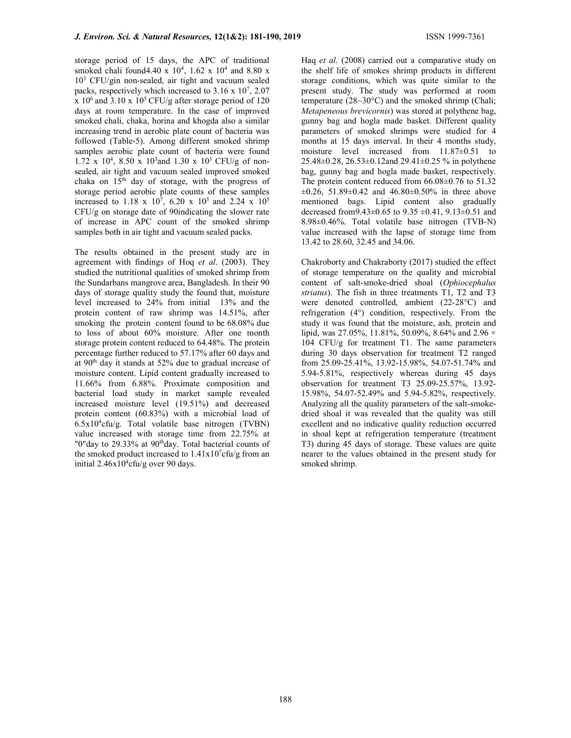storage period of 15 days, the APC of traditional smoked chali found4.40 x $10^4$, 1.62 x $10^4$ and 8.80 x $10^3$ CFU/gin non-sealed, air tight and vacuum sealed packs, respectively which increased to 3.16 x $10^7$, 2.07 x $10^6$ and 3.10 x $10^5$ CFU/g after storage period of 120 days at room temperature. In the case of improved smoked chali, chaka, horina and khogda also a similar increasing trend in aerobic plate count of bacteria was followed (Table-5). Among different smoked shrimp samples aerobic plate count of bacteria were found 1.72 x $10^4$, 8.50 x $10^3$and 1.30 x $10^3$ CFU/g of non-sealed, air tight and vacuum sealed improved smoked chaka on 15[th] day of storage, with the progress of storage period aerobic plate counts of these samples increased to 1.18 x $10^7$, 6.20 x $10^5$ and 2.24 x $10^5$ CFU/g on storage date of 90indicating the slower rate of increase in APC count of the smoked shrimp samples both in air tight and vacuum sealed packs.

The results obtained in the present study are in agreement with findings of Hoq *et al*. (2003). They studied the nutritional qualities of smoked shrimp from the Sundarbans mangrove area, Bangladesh. In their 90 days of storage quality study the found that, moisture level increased to 24% from initial 13% and the protein content of raw shrimp was 14.51%, after smoking the protein content found to be 68.08% due to loss of about 60% moisture. After one month storage protein content reduced to 64.48%. The protein percentage further reduced to 57.17% after 60 days and at 90[th] day it stands at 52% due to gradual increase of moisture content. Lipid content gradually increased to 11.66% from 6.88%. Proximate composition and bacterial load study in market sample revealed increased moisture level (19.51%) and decreased protein content (60.83%) with a microbial load of 6.5x$10^4$cfu/g. Total volatile base nitrogen (TVBN) value increased with storage time from 22.75% at "0"day to 29.33% at 90[th]day. Total bacterial counts of the smoked product increased to 1.41x$10^7$cfu/g from an initial 2.46x$10^4$cfu/g over 90 days.

Haq *et al*. (2008) carried out a comparative study on the shelf life of smokes shrimp products in different storage conditions, which was quite similar to the present study. The study was performed at room temperature (28~30°C) and the smoked shrimp (Chali; *Metapeneous brevicornis*) was stored at polythene bag, gunny bag and hogla made basket. Different quality parameters of smoked shrimps were studied for 4 months at 15 days interval. In their 4 months study, moisture level increased from 11.87±0.51 to 25.48±0.28, 26.53±0.12and 29.41±0.25 % in polythene bag, gunny bag and hogla made basket, respectively. The protein content reduced from 66.08±0.76 to 51.32 ±0.26, 51.89±0.42 and 46.80±0.50% in three above mentioned bags. Lipid content also gradually decreased from9.43±0.65 to 9.35 ±0.41, 9.13±0.51 and 8.98±0.46%. Total volatile base nitrogen (TVB-N) value increased with the lapse of storage time from 13.42 to 28.60, 32.45 and 34.06.

Chakroborty and Chakraborty (2017) studied the effect of storage temperature on the quality and microbial content of salt-smoke-dried shoal (*Ophiocephalus striatus*). The fish in three treatments T1, T2 and T3 were denoted controlled, ambient (22-28°C) and refrigeration (4°) condition, respectively. From the study it was found that the moisture, ash, protein and lipid, was 27.05%, 11.81%, 50.09%, 8.64% and 2.96 × 104 CFU/g for treatment T1. The same parameters during 30 days observation for treatment T2 ranged from 25.09-25.41%, 13.92-15.98%, 54.07-51.74% and 5.94-5.81%, respectively whereas during 45 days observation for treatment T3 25.09-25.57%, 13.92-15.98%, 54.07-52.49% and 5.94-5.82%, respectively. Analyzing all the quality parameters of the salt-smoke-dried shoal it was revealed that the quality was still excellent and no indicative quality reduction occurred in shoal kept at refrigeration temperature (treatment T3) during 45 days of storage. These values are quite nearer to the values obtained in the present study for smoked shrimp.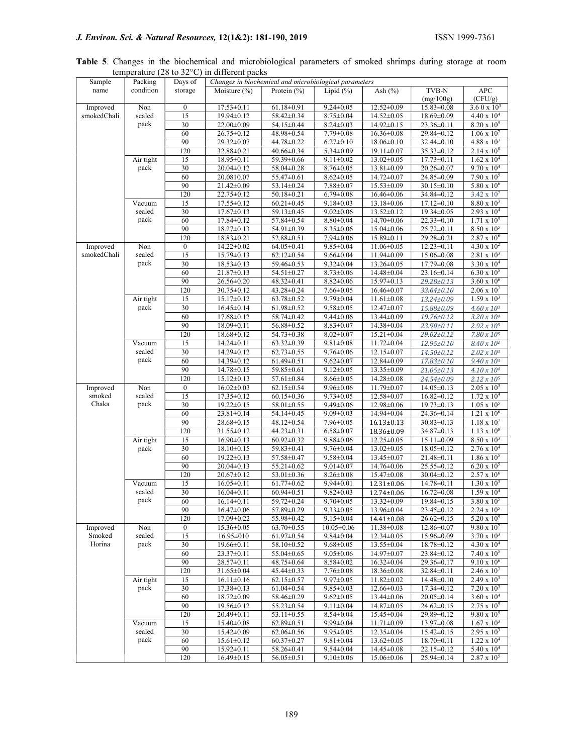**Table 5**. Changes in the biochemical and microbiological parameters of smoked shrimps during storage at room temperature (28 to 32°C) in different packs

| Sample name | Packing condition | Days of storage | Moisture (%) | Protein (%) | Lipid (%) | Ash (%) | TVB-N (mg/100g) | APC (CFU/g) |
|---|---|---|---|---|---|---|---|---|
| | | | *Changes in biochemical and microbiological parameters* | | | | | |
| Improved smokedChali | Non sealed pack | 0 | 17.53±0.11 | 61.18±0.91 | 9.24±0.05 | 12.52±0.09 | 15.83±0.08 | 3.6 0 x $10^3$ |
| | | 15 | 19.94±0.12 | 58.42±0.34 | 8.75±0.04 | 14.52±0.05 | 18.69±0.09 | 4.40 x $10^4$ |
| | | 30 | 22.00±0.09 | 54.15±0.44 | 8.24±0.03 | 14.92±0.15 | 23.36±0.11 | 8.20 x $10^5$ |
| | | 60 | 26.75±0.12 | 48.98±0.54 | 7.79±0.08 | 16.36±0.08 | 29.84±0.12 | 1.06 x $10^7$ |
| | | 90 | 29.32±0.07 | 44.78±0.22 | 6.27±0.10 | 18.06±0.10 | 32.44±0.10 | 4.88 x $10^7$ |
| | | 120 | 32.88±0.21 | 40.66±0.34 | 5.34±0.09 | 19.11±0.07 | 35.33±0.12 | 2.14 x $10^8$ |
| | Air tight pack | 15 | 18.95±0.11 | 59.39±0.66 | 9.11±0.02 | 13.02±0.05 | 17.73±0.11 | 1.62 x $10^4$ |
| | | 30 | 20.04±0.12 | 58.04±0.28 | 8.76±0.05 | 13.81±0.09 | 20.26±0.07 | 9.70 x $10^4$ |
| | | 60 | 20.0810.07 | 55.47±0.61 | 8.62±0.05 | 14.72±0.07 | 24.85±0.09 | 7.90 x $10^5$ |
| | | 90 | 21.42±0.09 | 53.14±0.24 | 7.88±0.07 | 15.53±0.09 | 30.15±0.10 | 5.80 x $10^6$ |
| | | 120 | 22.75±0.12 | 50.18±0.21 | 6.79±0.08 | 16.46±0.06 | 34.84±0.12 | 3.42 x $10^7$ |
| | Vacuum sealed pack | 15 | 17.55±0.12 | 60.21±0.45 | 9.18±0.03 | 13.18±0.06 | 17.12±0.10 | 8.80 x $10^3$ |
| | | 30 | 17.67±0.13 | 59.13±0.45 | 9.02±0.06 | 13.52±0.12 | 19.34±0.05 | 2.93 x $10^4$ |
| | | 60 | 17.84±0.12 | 57.84±0.54 | 8.80±0.04 | 14.70±0.06 | 22.33±0.10 | 1.71 x $10^5$ |
| | | 90 | 18.27±0.13 | 54.91±0.39 | 8.35±0.06 | 15.04±0.06 | 25.72±0.11 | 8.50 x $10^5$ |
| | | 120 | 18.83±0.21 | 52.88±0.51 | 7.94±0.06 | 15.89±0.11 | 29.28±0.21 | 2.87 x $10^6$ |
| Improved smokedChali | Non sealed pack | 0 | 14.22±0.02 | 64.05±0.41 | 9.85±0.04 | 11.06±0.05 | 12.23±0.11 | 4.30 x $10^2$ |
| | | 15 | 15.79±0.13 | 62.12±0.54 | 9.66±0.04 | 11.94±0.09 | 15.06±0.08 | 2.81 x $10^3$ |
| | | 30 | 18.53±0.13 | 59.46±0.53 | 9.32±0.04 | 13.26±0.05 | 17.79±0.08 | 3.30 x $10^4$ |
| | | 60 | 21.87±0.13 | 54.51±0.27 | 8.73±0.06 | 14.48±0.04 | 23.16±0.14 | 6.30 x $10^5$ |
| | | 90 | 26.56±0.20 | 48.32±0.41 | 8.82±0.06 | 15.97±0.13 | 29.28±0.13 | 3.60 x $10^6$ |
| | | 120 | 30.75±0.12 | 43.28±0.24 | 7.66±0.05 | 16.46±0.07 | 33.64±0.10 | 2.06 x $10^7$ |
| | Air tight pack | 15 | 15.17±0.12 | 63.78±0.52 | 9.79±0.04 | 11.61±0.08 | 13.24±0.09 | 1.59 x $10^3$ |
| | | 30 | 16.45±0.14 | 61.98±0.52 | 9.58±0.05 | 12.47±0.07 | 15.88±0.09 | 4.60 x $10^3$ |
| | | 60 | 17.68±0.12 | 58.74±0.42 | 9.44±0.06 | 13.44±0.09 | 19.76±0.12 | 3.20 x $10^4$ |
| | | 90 | 18.09±0.11 | 56.88±0.52 | 8.83±0.07 | 14.38±0.04 | 23.90±0.11 | 2.92 x $10^5$ |
| | | 120 | 18.68±0.12 | 54.73±0.38 | 8.02±0.07 | 15.21±0.04 | 29.02±0.12 | 7.80 x $10^5$ |
| | Vacuum sealed pack | 15 | 14.24±0.11 | 63.32±0.39 | 9.81±0.08 | 11.72±0.04 | 12.95±0.10 | 8.40 x $10^2$ |
| | | 30 | 14.29±0.12 | 62.73±0.55 | 9.76±0.06 | 12.15±0.07 | 14.50±0.12 | 2.02 x $10^3$ |
| | | 60 | 14.39±0.12 | 61.49±0.51 | 9.62±0.07 | 12.84±0.09 | 17.83±0.10 | 9.40 x $10^3$ |
| | | 90 | 14.78±0.15 | 59.85±0.61 | 9.12±0.05 | 13.35±0.09 | 21.05±0.13 | 4.10 x $10^4$ |
| | | 120 | 15.12±0.13 | 57.61±0.84 | 8.66±0.05 | 14.28±0.08 | 24.54±0.09 | 2.12 x $10^5$ |
| Improved smoked Chaka | Non sealed pack | 0 | 16.02±0.03 | 62.15±0.54 | 9.96±0.06 | 11.79±0.07 | 14.05±0.13 | 2.05 x $10^3$ |
| | | 15 | 17.35±0.12 | 60.15±0.36 | 9.73±0.05 | 12.58±0.07 | 16.82±0.12 | 1.72 x $10^4$ |
| | | 30 | 19.22±0.15 | 58.01±0.55 | 9.49±0.06 | 12.98±0.06 | 19.73±0.13 | 1.05 x $10^5$ |
| | | 60 | 23.81±0.14 | 54.14±0.45 | 9.09±0.03 | 14.94±0.04 | 24.36±0.14 | 1.21 x $10^6$ |
| | | 90 | 28.68±0.15 | 48.12±0.54 | 7.96±0.05 | 16.13±0.13 | 30.83±0.13 | 1.18 x $10^7$ |
| | | 120 | 31.55±0.12 | 44.23±0.31 | 6.58±0.07 | 18.36±0.09 | 34.87±0.13 | 1.13 x $10^8$ |
| | Air tight pack | 15 | 16.90±0.13 | 60.92±0.32 | 9.88±0.06 | 12.25±0.05 | 15.11±0.09 | 8.50 x $10^3$ |
| | | 30 | 18.10±0.15 | 59.83±0.41 | 9.76±0.04 | 13.02±0.05 | 18.05±0.12 | 2.76 x $10^4$ |
| | | 60 | 19.22±0.13 | 57.58±0.47 | 9.58±0.04 | 13.45±0.07 | 21.48±0.11 | 1.86 x $10^5$ |
| | | 90 | 20.04±0.13 | 55.21±0.62 | 9.01±0.07 | 14.76±0.06 | 25.55±0.12 | 6.20 x $10^5$ |
| | | 120 | 20.67±0.12 | 53.01±0.36 | 8.26±0.08 | 15.47±0.08 | 30.04±0.12 | 2.57 x $10^6$ |
| | Vacuum sealed pack | 15 | 16.05±0.11 | 61.77±0.62 | 9.94±0.01 | 12.31±0.06 | 14.78±0.11 | 1.30 x $10^3$ |
| | | 30 | 16.04±0.11 | 60.94±0.51 | 9.82±0.03 | 12.74±0.06 | 16.72±0.08 | 1.59 x $10^4$ |
| | | 60 | 16.14±0.11 | 59.72±0.24 | 9.70±0.05 | 13.32±0.09 | 19.84±0.15 | 3.80 x $10^5$ |
| | | 90 | 16.47±0.06 | 57.89±0.29 | 9.33±0.05 | 13.96±0.04 | 23.45±0.12 | 2.24 x $10^5$ |
| | | 120 | 17.09±0.22 | 55.98±0.42 | 9.15±0.04 | 14.41±0.08 | 26.62±0.15 | 5.20 x $10^5$ |
| Improved Smoked Horina | Non sealed pack | 0 | 15.36±0.05 | 63.70±0.55 | 10.05±0.06 | 11.38±0.08 | 12.86±0.07 | 9.80 x $10^2$ |
| | | 15 | 16.95±010 | 61.97±0.54 | 9.84±0.04 | 12.34±0.05 | 15.96±0.09 | 3.70 x $10^3$ |
| | | 30 | 19.66±0.11 | 58.10±0.52 | 9.68±0.05 | 13.55±0.04 | 18.78±0.12 | 4.30 x $10^4$ |
| | | 60 | 23.37±0.11 | 55.04±0.65 | 9.05±0.06 | 14.97±0.07 | 23.84±0.12 | 7.40 x $10^5$ |
| | | 90 | 28.57±0.11 | 48.75±0.64 | 8.58±0.02 | 16.32±0.04 | 29.36±0.17 | 9.10 x $10^6$ |
| | | 120 | 31.65±0.04 | 45.44±0.33 | 7.76±0.08 | 18.36±0.08 | 32.84±0.11 | 2.46 x $10^7$ |
| | Air tight pack | 15 | 16.11±0.16 | 62.15±0.57 | 9.97±0.05 | 11.82±0.02 | 14.48±0.10 | 2.49 x $10^3$ |
| | | 30 | 17.38±0.13 | 61.04±0.54 | 9.85±0.03 | 12.66±0.03 | 17.34±0.12 | 7.20 x $10^3$ |
| | | 60 | 18.72±0.09 | 58.46±0.29 | 9.62±0.05 | 13.44±0.06 | 20.05±0.14 | 3.60 x $10^4$ |
| | | 90 | 19.56±0.12 | 55.23±0.54 | 9.11±0.04 | 14.87±0.05 | 24.62±0.15 | 2.75 x $10^5$ |
| | | 120 | 20.49±0.11 | 53.11±0.55 | 8.54±0.04 | 15.45±0.04 | 29.89±0.12 | 9.80 x $10^5$ |
| | Vacuum sealed pack | 15 | 15.40±0.08 | 62.89±0.51 | 9.99±0.04 | 11.71±0.09 | 13.97±0.08 | 1.67 x $10^3$ |
| | | 30 | 15.42±0.09 | 62.06±0.56 | 9.95±0.05 | 12.35±0.04 | 15.42±0.15 | 2.95 x $10^3$ |
| | | 60 | 15.61±0.12 | 60.37±0.27 | 9.81±0.04 | 13.62±0.05 | 18.70±0.11 | 1.22 x $10^4$ |
| | | 90 | 15.92±0.11 | 58.26±0.41 | 9.54±0.04 | 14.45±0.08 | 22.15±0.12 | 5.40 x $10^4$ |
| | | 120 | 16.49±0.15 | 56.05±0.51 | 9.10±0.06 | 15.06±0.06 | 25.94±0.14 | 2.87 x $10^5$ |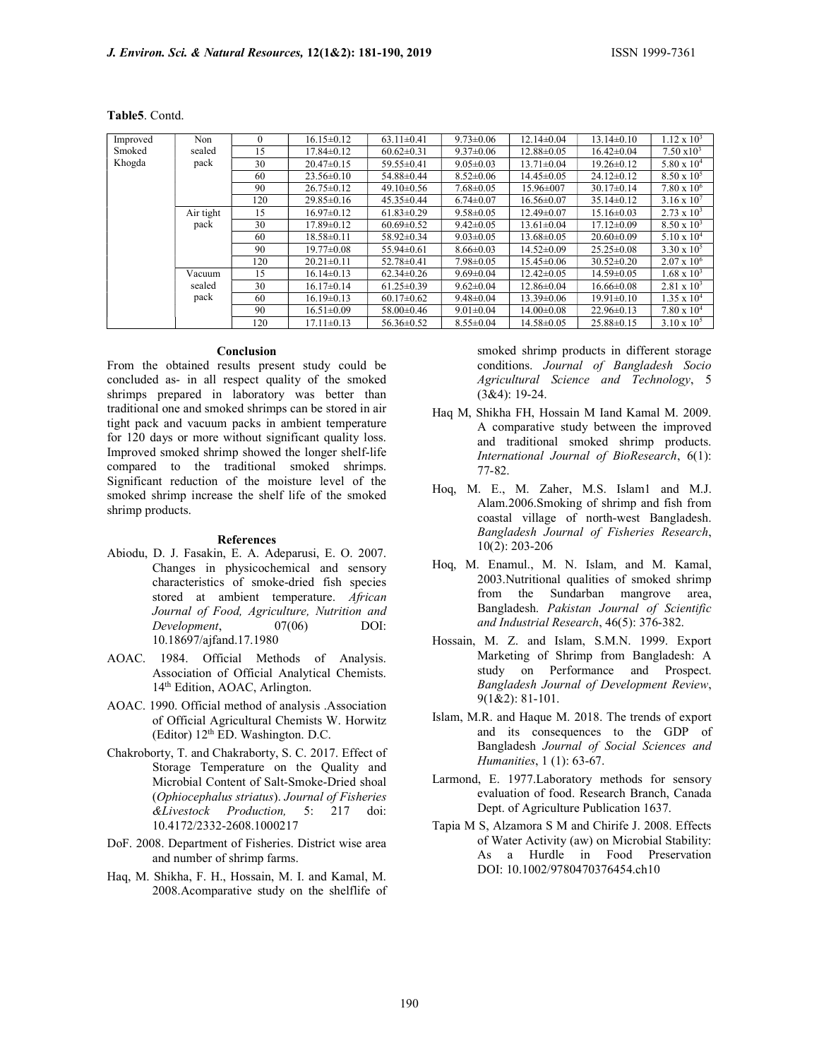**Table5**. Contd.

| | | | | | | | | |
|---|---|---|---|---|---|---|---|---|
| Improved Smoked Khogda | Non sealed pack | 0 | 16.15±0.12 | 63.11±0.41 | 9.73±0.06 | 12.14±0.04 | 13.14±0.10 | $1.12 \times 10^3$ |
| | | 15 | 17.84±0.12 | 60.62±0.31 | 9.37±0.06 | 12.88±0.05 | 16.42±0.04 | $7.50 \times 10^3$ |
| | | 30 | 20.47±0.15 | 59.55±0.41 | 9.05±0.03 | 13.71±0.04 | 19.26±0.12 | $5.80 \times 10^4$ |
| | | 60 | 23.56±0.10 | 54.88±0.44 | 8.52±0.06 | 14.45±0.05 | 24.12±0.12 | $8.50 \times 10^5$ |
| | | 90 | 26.75±0.12 | 49.10±0.56 | 7.68±0.05 | 15.96±007 | 30.17±0.14 | $7.80 \times 10^6$ |
| | | 120 | 29.85±0.16 | 45.35±0.44 | 6.74±0.07 | 16.56±0.07 | 35.14±0.12 | $3.16 \times 10^7$ |
| | Air tight pack | 15 | 16.97±0.12 | 61.83±0.29 | 9.58±0.05 | 12.49±0.07 | 15.16±0.03 | $2.73 \times 10^3$ |
| | | 30 | 17.89±0.12 | 60.69±0.52 | 9.42±0.05 | 13.61±0.04 | 17.12±0.09 | $8.50 \times 10^3$ |
| | | 60 | 18.58±0.11 | 58.92±0.34 | 9.03±0.05 | 13.68±0.05 | 20.60±0.09 | $5.10 \times 10^4$ |
| | | 90 | 19.77±0.08 | 55.94±0.61 | 8.66±0.03 | 14.52±0.09 | 25.25±0.08 | $3.30 \times 10^5$ |
| | | 120 | 20.21±0.11 | 52.78±0.41 | 7.98±0.05 | 15.45±0.06 | 30.52±0.20 | $2.07 \times 10^6$ |
| | Vacuum sealed pack | 15 | 16.14±0.13 | 62.34±0.26 | 9.69±0.04 | 12.42±0.05 | 14.59±0.05 | $1.68 \times 10^3$ |
| | | 30 | 16.17±0.14 | 61.25±0.39 | 9.62±0.04 | 12.86±0.04 | 16.66±0.08 | $2.81 \times 10^3$ |
| | | 60 | 16.19±0.13 | 60.17±0.62 | 9.48±0.04 | 13.39±0.06 | 19.91±0.10 | $1.35 \times 10^4$ |
| | | 90 | 16.51±0.09 | 58.00±0.46 | 9.01±0.04 | 14.00±0.08 | 22.96±0.13 | $7.80 \times 10^4$ |
| | | 120 | 17.11±0.13 | 56.36±0.52 | 8.55±0.04 | 14.58±0.05 | 25.88±0.15 | $3.10 \times 10^5$ |

## Conclusion

From the obtained results present study could be concluded as- in all respect quality of the smoked shrimps prepared in laboratory was better than traditional one and smoked shrimps can be stored in air tight pack and vacuum packs in ambient temperature for 120 days or more without significant quality loss. Improved smoked shrimp showed the longer shelf-life compared to the traditional smoked shrimps. Significant reduction of the moisture level of the smoked shrimp increase the shelf life of the smoked shrimp products.

## References

Abiodu, D. J. Fasakin, E. A. Adeparusi, E. O. 2007. Changes in physicochemical and sensory characteristics of smoke-dried fish species stored at ambient temperature. *African Journal of Food, Agriculture, Nutrition and Development*, 07(06) DOI: 10.18697/ajfand.17.1980

AOAC. 1984. Official Methods of Analysis. Association of Official Analytical Chemists. 14th Edition, AOAC, Arlington.

AOAC. 1990. Official method of analysis .Association of Official Agricultural Chemists W. Horwitz (Editor) 12th ED. Washington. D.C.

Chakroborty, T. and Chakraborty, S. C. 2017. Effect of Storage Temperature on the Quality and Microbial Content of Salt-Smoke-Dried shoal (*Ophiocephalus striatus*). *Journal of Fisheries &Livestock Production,* 5: 217 doi: 10.4172/2332-2608.1000217

DoF. 2008. Department of Fisheries. District wise area and number of shrimp farms.

Haq, M. Shikha, F. H., Hossain, M. I. and Kamal, M. 2008.Acomparative study on the shelflife of smoked shrimp products in different storage conditions. *Journal of Bangladesh Socio Agricultural Science and Technology*, 5 (3&4): 19-24.

Haq M, Shikha FH, Hossain M Iand Kamal M. 2009. A comparative study between the improved and traditional smoked shrimp products. *International Journal of BioResearch*, 6(1): 77-82.

Hoq, M. E., M. Zaher, M.S. Islam1 and M.J. Alam.2006.Smoking of shrimp and fish from coastal village of north-west Bangladesh. *Bangladesh Journal of Fisheries Research*, 10(2): 203-206

Hoq, M. Enamul., M. N. Islam, and M. Kamal, 2003.Nutritional qualities of smoked shrimp from the Sundarban mangrove area, Bangladesh. *Pakistan Journal of Scientific and Industrial Research*, 46(5): 376-382.

Hossain, M. Z. and Islam, S.M.N. 1999. Export Marketing of Shrimp from Bangladesh: A study on Performance and Prospect. *Bangladesh Journal of Development Review*, 9(1&2): 81-101.

Islam, M.R. and Haque M. 2018. The trends of export and its consequences to the GDP of Bangladesh *Journal of Social Sciences and Humanities*, 1 (1): 63-67.

Larmond, E. 1977.Laboratory methods for sensory evaluation of food. Research Branch, Canada Dept. of Agriculture Publication 1637.

Tapia M S, Alzamora S M and Chirife J. 2008. Effects of Water Activity (aw) on Microbial Stability: As a Hurdle in Food Preservation DOI: 10.1002/9780470376454.ch10